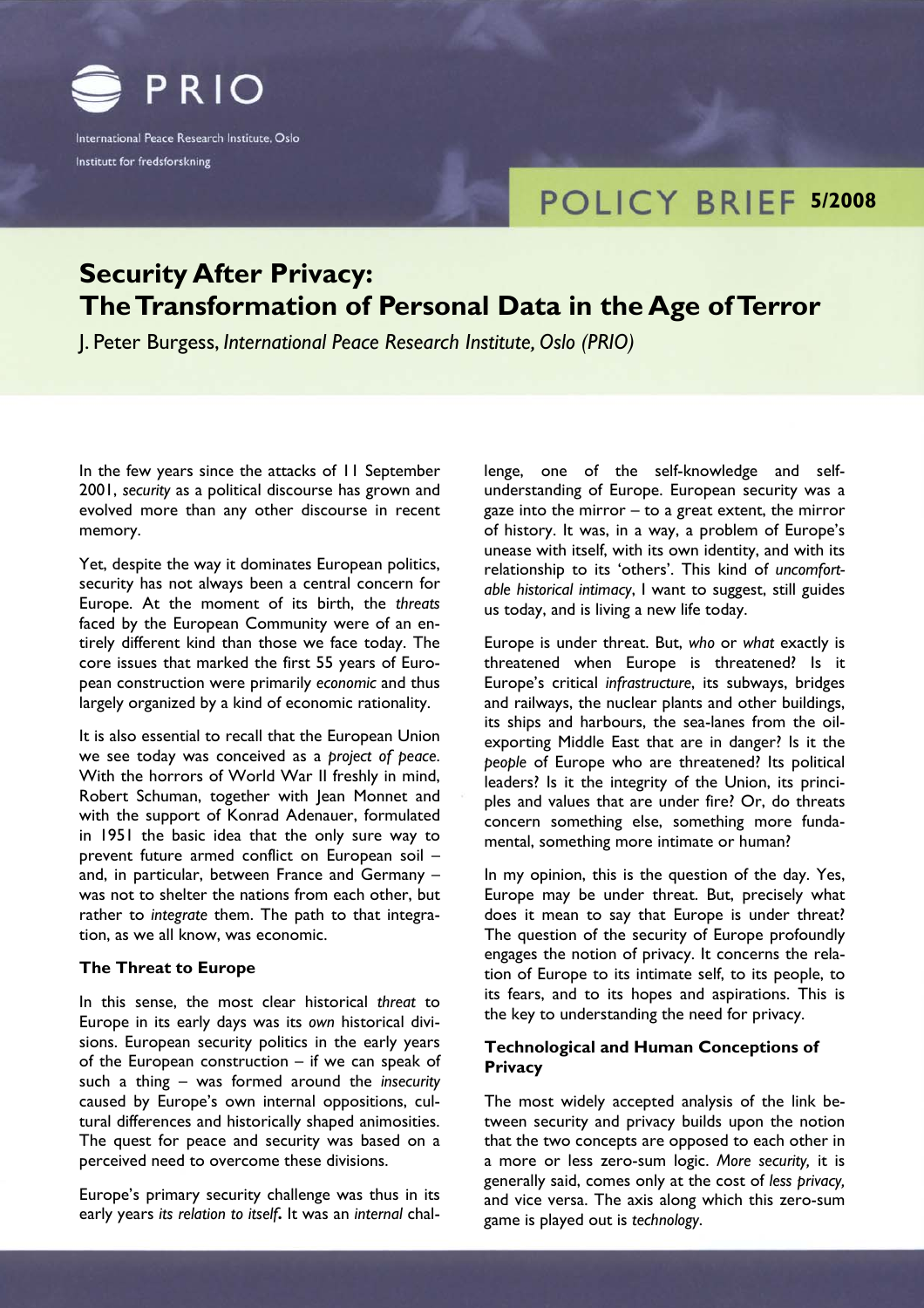PRIO

International Peace Research Institute, Oslo

Institutt for fredsforskning

POLICY BRIEF 5/2008

# Security After Privacy: The Transformation of Personal Data in the Age of Terror

J. Peter Burgess, *International Peace Research Institute, Oslo (PRIO)*

In the few years since the attacks of 11 September 2001, *security* as a political discourse has grown and evolved more than any other discourse in recent memory.

Yet, despite the way it dominates European politics, security has not always been a central concern for Europe. At the moment of its birth, the *threats* faced by the European Community were of an entirely different kind than those we face today. The core issues that marked the first 55 years of European construction were primarily *economic* and thus largely organized by a kind of economic rationality.

It is also essential to recall that the European Union we see today was conceived as a *project of peace*. With the horrors of World War II freshly in mind, Robert Schuman, together with Jean Monnet and with the support of Konrad Adenauer, formulated in 1951 the basic idea that the only sure way to prevent future armed conflict on European soil – and, in particular, between France and Germany – was not to shelter the nations from each other, but rather to *integrate* them. The path to that integration, as we all know, was economic.

### The Threat to Europe

In this sense, the most clear historical *threat* to Europe in its early days was its *own* historical divisions. European security politics in the early years of the European construction – if we can speak of such a thing – was formed around the *insecurity* caused by Europe's own internal oppositions, cultural differences and historically shaped animosities. The quest for peace and security was based on a perceived need to overcome these divisions.

Europe's primary security challenge was thus in its early years *its relation to itself***.** It was an *internal* challenge, one of the self-knowledge and self-understanding of Europe. European security was a gaze into the mirror – to a great extent, the mirror of history. It was, in a way, a problem of Europe's unease with itself, with its own identity, and with its relationship to its 'others'. This kind of *uncomfortable historical intimacy*, I want to suggest, still guides us today, and is living a new life today.

Europe is under threat. But, *who* or *what* exactly is threatened when Europe is threatened? Is it Europe's critical *infrastructure*, its subways, bridges and railways, the nuclear plants and other buildings, its ships and harbours, the sea-lanes from the oil-exporting Middle East that are in danger? Is it the *people* of Europe who are threatened? Its political leaders? Is it the integrity of the Union, its principles and values that are under fire? Or, do threats concern something else, something more fundamental, something more intimate or human?

In my opinion, this is the question of the day. Yes, Europe may be under threat. But, precisely what does it mean to say that Europe is under threat? The question of the security of Europe profoundly engages the notion of privacy. It concerns the relation of Europe to its intimate self, to its people, to its fears, and to its hopes and aspirations. This is the key to understanding the need for privacy.

### Technological and Human Conceptions of Privacy

The most widely accepted analysis of the link between security and privacy builds upon the notion that the two concepts are opposed to each other in a more or less zero-sum logic. *More security,* it is generally said, comes only at the cost of *less privacy,* and vice versa. The axis along which this zero-sum game is played out is *technology*.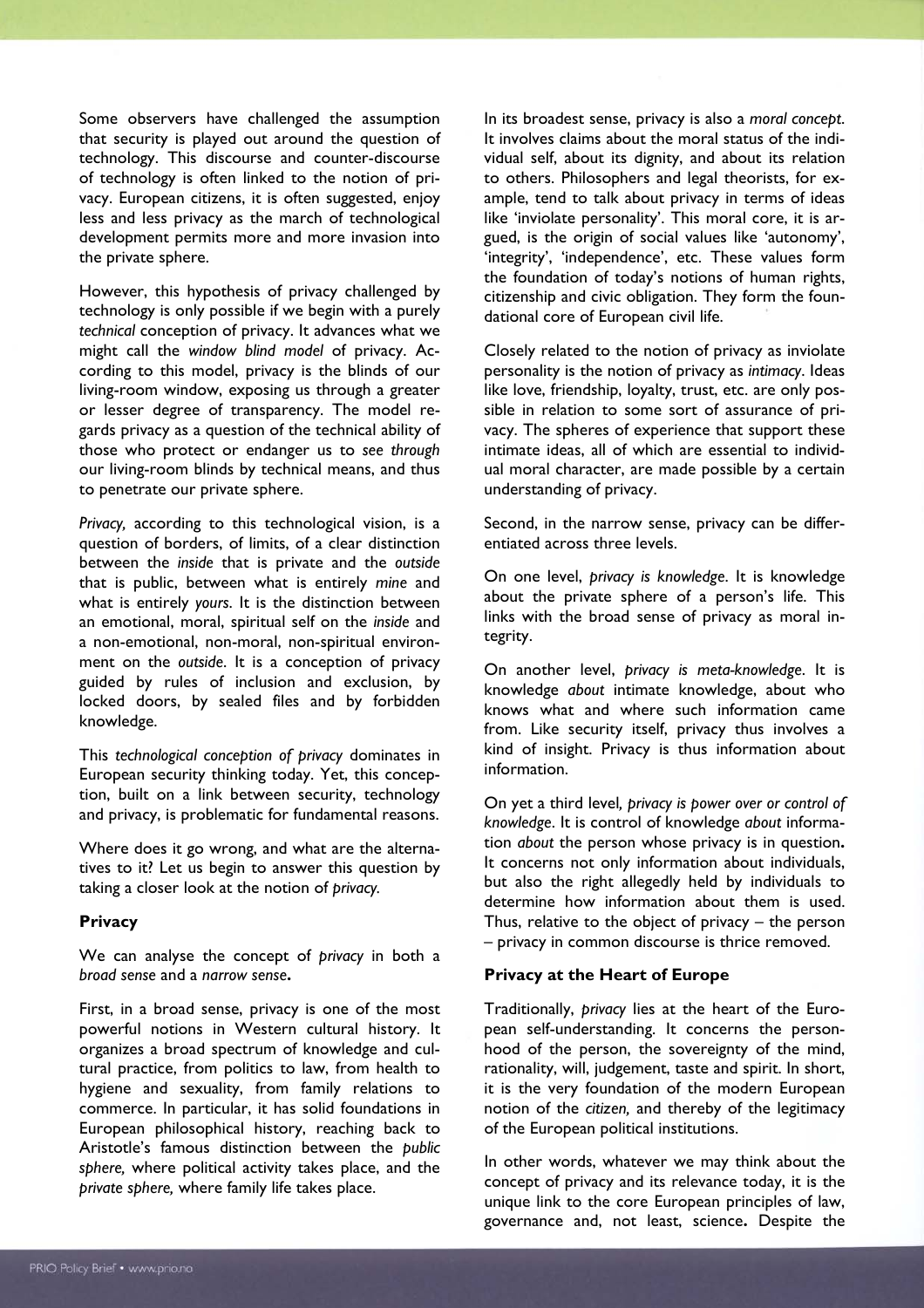Some observers have challenged the assumption that security is played out around the question of technology. This discourse and counter-discourse of technology is often linked to the notion of privacy. European citizens, it is often suggested, enjoy less and less privacy as the march of technological development permits more and more invasion into the private sphere.

However, this hypothesis of privacy challenged by technology is only possible if we begin with a purely *technical* conception of privacy. It advances what we might call the *window blind model* of privacy. According to this model, privacy is the blinds of our living-room window, exposing us through a greater or lesser degree of transparency. The model regards privacy as a question of the technical ability of those who protect or endanger us to *see through* our living-room blinds by technical means, and thus to penetrate our private sphere.

*Privacy,* according to this technological vision, is a question of borders, of limits, of a clear distinction between the *inside* that is private and the *outside* that is public, between what is entirely *mine* and what is entirely *yours*. It is the distinction between an emotional, moral, spiritual self on the *inside* and a non-emotional, non-moral, non-spiritual environment on the *outside*. It is a conception of privacy guided by rules of inclusion and exclusion, by locked doors, by sealed files and by forbidden knowledge.

This *technological conception of privacy* dominates in European security thinking today. Yet, this conception, built on a link between security, technology and privacy, is problematic for fundamental reasons.

Where does it go wrong, and what are the alternatives to it? Let us begin to answer this question by taking a closer look at the notion of *privacy*.

## Privacy

We can analyse the concept of *privacy* in both a *broad sense* and a *narrow sense***.**

First, in a broad sense, privacy is one of the most powerful notions in Western cultural history. It organizes a broad spectrum of knowledge and cultural practice, from politics to law, from health to hygiene and sexuality, from family relations to commerce. In particular, it has solid foundations in European philosophical history, reaching back to Aristotle's famous distinction between the *public sphere,* where political activity takes place, and the *private sphere,* where family life takes place.

In its broadest sense, privacy is also a *moral concept*. It involves claims about the moral status of the individual self, about its dignity, and about its relation to others. Philosophers and legal theorists, for example, tend to talk about privacy in terms of ideas like 'inviolate personality'. This moral core, it is argued, is the origin of social values like 'autonomy', 'integrity', 'independence', etc. These values form the foundation of today's notions of human rights, citizenship and civic obligation. They form the foundational core of European civil life.

Closely related to the notion of privacy as inviolate personality is the notion of privacy as *intimacy*. Ideas like love, friendship, loyalty, trust, etc. are only possible in relation to some sort of assurance of privacy. The spheres of experience that support these intimate ideas, all of which are essential to individual moral character, are made possible by a certain understanding of privacy.

Second, in the narrow sense, privacy can be differentiated across three levels.

On one level, *privacy is knowledge*. It is knowledge about the private sphere of a person's life. This links with the broad sense of privacy as moral integrity.

On another level, *privacy is meta-knowledge*. It is knowledge *about* intimate knowledge, about who knows what and where such information came from. Like security itself, privacy thus involves a kind of insight. Privacy is thus information about information.

On yet a third level*, privacy is power over or control of knowledge*. It is control of knowledge *about* information *about* the person whose privacy is in question**.** It concerns not only information about individuals, but also the right allegedly held by individuals to determine how information about them is used. Thus, relative to the object of privacy – the person – privacy in common discourse is thrice removed.

## Privacy at the Heart of Europe

Traditionally, *privacy* lies at the heart of the European self-understanding. It concerns the personhood of the person, the sovereignty of the mind, rationality, will, judgement, taste and spirit. In short, it is the very foundation of the modern European notion of the *citizen,* and thereby of the legitimacy of the European political institutions.

In other words, whatever we may think about the concept of privacy and its relevance today, it is the unique link to the core European principles of law, governance and, not least, science**.** Despite the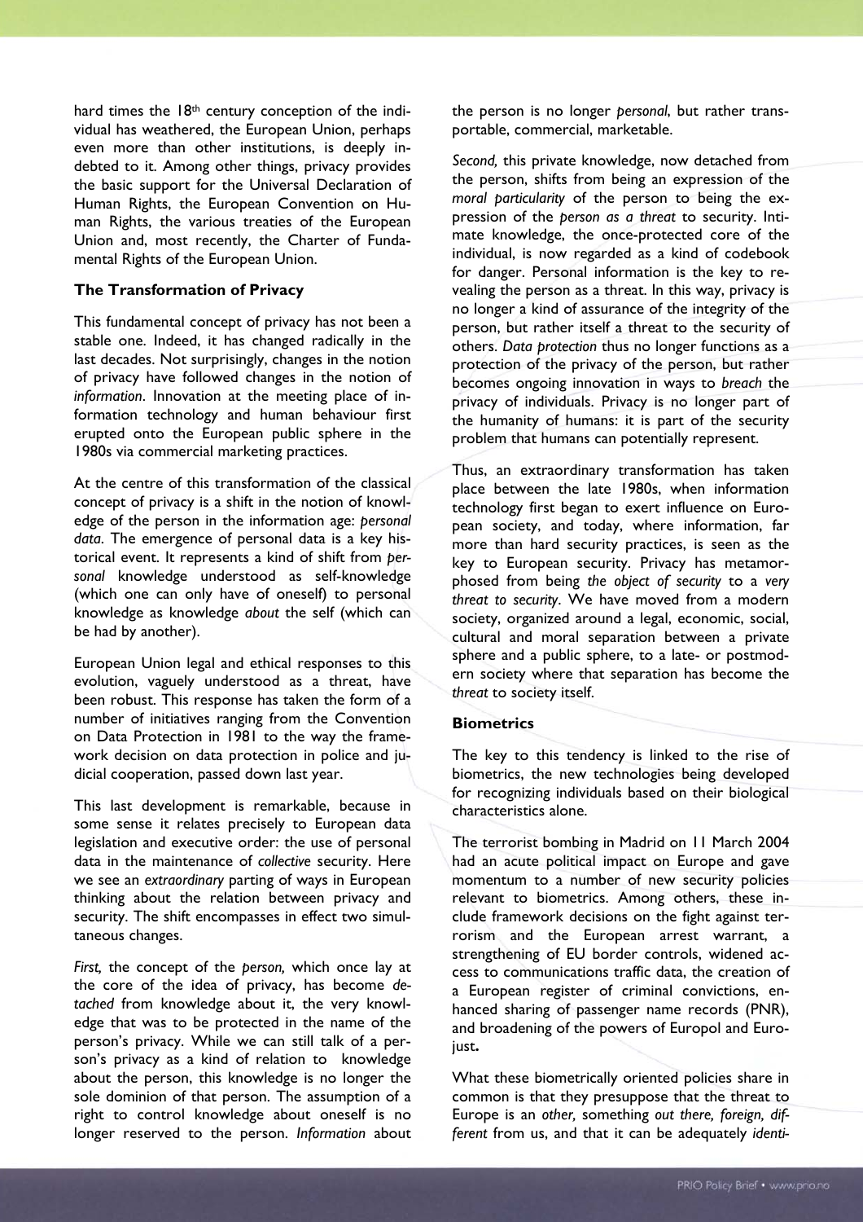hard times the 18th century conception of the individual has weathered, the European Union, perhaps even more than other institutions, is deeply indebted to it. Among other things, privacy provides the basic support for the Universal Declaration of Human Rights, the European Convention on Human Rights, the various treaties of the European Union and, most recently, the Charter of Fundamental Rights of the European Union.

### The Transformation of Privacy

This fundamental concept of privacy has not been a stable one. Indeed, it has changed radically in the last decades. Not surprisingly, changes in the notion of privacy have followed changes in the notion of *information*. Innovation at the meeting place of information technology and human behaviour first erupted onto the European public sphere in the 1980s via commercial marketing practices.

At the centre of this transformation of the classical concept of privacy is a shift in the notion of knowledge of the person in the information age: *personal data*. The emergence of personal data is a key historical event. It represents a kind of shift from *personal* knowledge understood as self-knowledge (which one can only have of oneself) to personal knowledge as knowledge *about* the self (which can be had by another).

European Union legal and ethical responses to this evolution, vaguely understood as a threat, have been robust. This response has taken the form of a number of initiatives ranging from the Convention on Data Protection in 1981 to the way the framework decision on data protection in police and judicial cooperation, passed down last year.

This last development is remarkable, because in some sense it relates precisely to European data legislation and executive order: the use of personal data in the maintenance of *collective* security. Here we see an *extraordinary* parting of ways in European thinking about the relation between privacy and security. The shift encompasses in effect two simultaneous changes.

*First,* the concept of the *person,* which once lay at the core of the idea of privacy, has become *detached* from knowledge about it, the very knowledge that was to be protected in the name of the person's privacy. While we can still talk of a person's privacy as a kind of relation to knowledge about the person, this knowledge is no longer the sole dominion of that person. The assumption of a right to control knowledge about oneself is no longer reserved to the person. *Information* about the person is no longer *personal*, but rather transportable, commercial, marketable.

*Second,* this private knowledge, now detached from the person, shifts from being an expression of the *moral particularity* of the person to being the expression of the *person as a threat* to security. Intimate knowledge, the once-protected core of the individual, is now regarded as a kind of codebook for danger. Personal information is the key to revealing the person as a threat. In this way, privacy is no longer a kind of assurance of the integrity of the person, but rather itself a threat to the security of others. *Data protection* thus no longer functions as a protection of the privacy of the person, but rather becomes ongoing innovation in ways to *breach* the privacy of individuals. Privacy is no longer part of the humanity of humans: it is part of the security problem that humans can potentially represent.

Thus, an extraordinary transformation has taken place between the late 1980s, when information technology first began to exert influence on European society, and today, where information, far more than hard security practices, is seen as the key to European security. Privacy has metamorphosed from being *the object of security* to a *very threat to security*. We have moved from a modern society, organized around a legal, economic, social, cultural and moral separation between a private sphere and a public sphere, to a late- or postmodern society where that separation has become the *threat* to society itself.

### Biometrics

The key to this tendency is linked to the rise of biometrics, the new technologies being developed for recognizing individuals based on their biological characteristics alone.

The terrorist bombing in Madrid on 11 March 2004 had an acute political impact on Europe and gave momentum to a number of new security policies relevant to biometrics. Among others, these include framework decisions on the fight against terrorism and the European arrest warrant, a strengthening of EU border controls, widened access to communications traffic data, the creation of a European register of criminal convictions, enhanced sharing of passenger name records (PNR), and broadening of the powers of Europol and Eurojust**.**

What these biometrically oriented policies share in common is that they presuppose that the threat to Europe is an *other,* something *out there, foreign, different* from us, and that it can be adequately *identi-*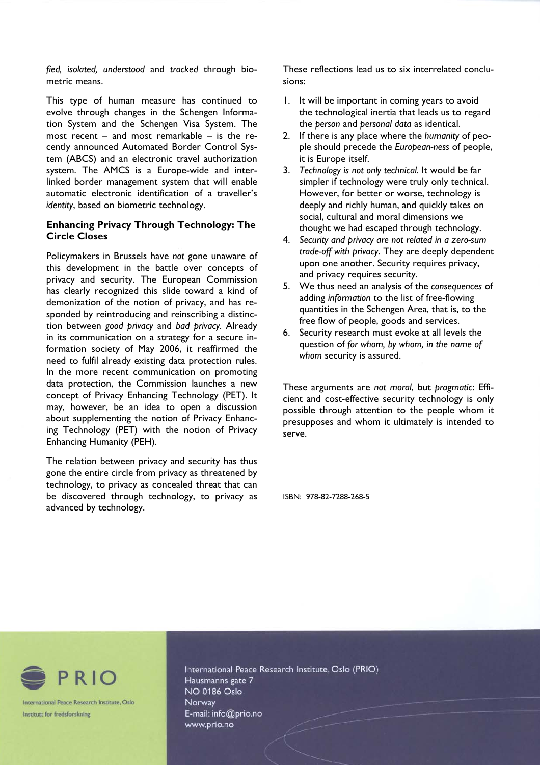*fied, isolated, understood* and *tracked* through biometric means.

This type of human measure has continued to evolve through changes in the Schengen Information System and the Schengen Visa System. The most recent – and most remarkable – is the recently announced Automated Border Control System (ABCS) and an electronic travel authorization system. The AMCS is a Europe-wide and interlinked border management system that will enable automatic electronic identification of a traveller's *identity*, based on biometric technology.

**Enhancing Privacy Through Technology: The Circle Closes**

Policymakers in Brussels have *not* gone unaware of this development in the battle over concepts of privacy and security. The European Commission has clearly recognized this slide toward a kind of demonization of the notion of privacy, and has responded by reintroducing and reinscribing a distinction between *good privacy* and *bad privacy*. Already in its communication on a strategy for a secure information society of May 2006, it reaffirmed the need to fulfil already existing data protection rules. In the more recent communication on promoting data protection, the Commission launches a new concept of Privacy Enhancing Technology (PET). It may, however, be an idea to open a discussion about supplementing the notion of Privacy Enhancing Technology (PET) with the notion of Privacy Enhancing Humanity (PEH).

The relation between privacy and security has thus gone the entire circle from privacy as threatened by technology, to privacy as concealed threat that can be discovered through technology, to privacy as advanced by technology.

These reflections lead us to six interrelated conclusions:

1. It will be important in coming years to avoid the technological inertia that leads us to regard the *person* and *personal data* as identical.
2. If there is any place where the *humanity* of people should precede the *European-ness* of people, it is Europe itself.
3. *Technology is not only technical.* It would be far simpler if technology were truly only technical. However, for better or worse, technology is deeply and richly human, and quickly takes on social, cultural and moral dimensions we thought we had escaped through technology.
4. *Security and privacy are not related in a zero-sum trade-off with privacy.* They are deeply dependent upon one another. Security requires privacy, and privacy requires security.
5. We thus need an analysis of the *consequences* of adding *information* to the list of free-flowing quantities in the Schengen Area, that is, to the free flow of people, goods and services.
6. Security research must evoke at all levels the question of *for whom, by whom, in the name of whom* security is assured.

These arguments are *not moral*, but *pragmatic*: Efficient and cost-effective security technology is only possible through attention to the people whom it presupposes and whom it ultimately is intended to serve.

ISBN: 978-82-7288-268-5

PRIO

International Peace Research Institute, Oslo
Institutt for fredsforskning

International Peace Research Institute, Oslo (PRIO)
Hausmanns gate 7
NO 0186 Oslo
Norway
E-mail: info@prio.no
www.prio.no